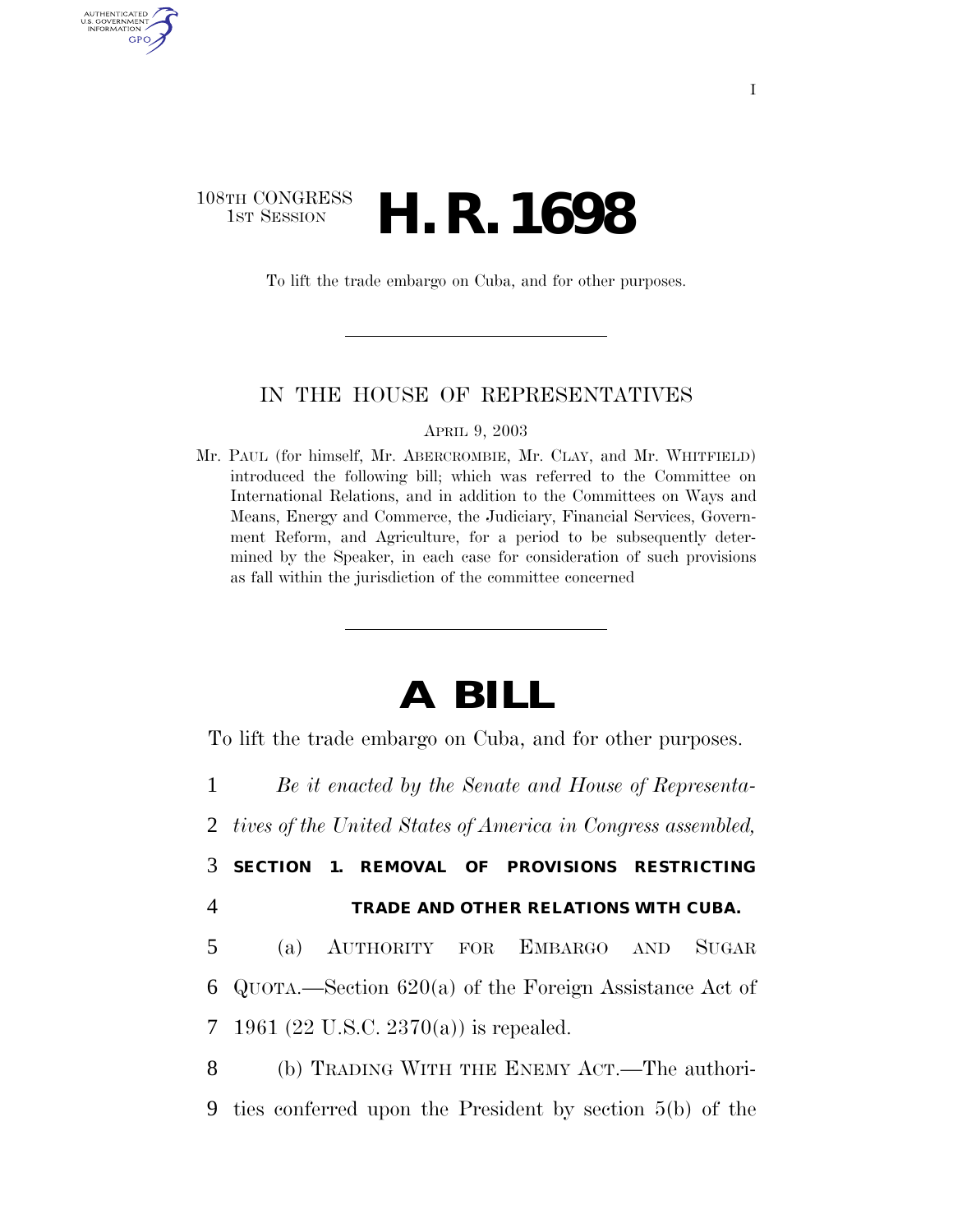108TH CONGRESS
1ST SESSION

# H. R. 1698

To lift the trade embargo on Cuba, and for other purposes.

IN THE HOUSE OF REPRESENTATIVES

APRIL 9, 2003

Mr. PAUL (for himself, Mr. ABERCROMBIE, Mr. CLAY, and Mr. WHITFIELD) introduced the following bill; which was referred to the Committee on International Relations, and in addition to the Committees on Ways and Means, Energy and Commerce, the Judiciary, Financial Services, Government Reform, and Agriculture, for a period to be subsequently determined by the Speaker, in each case for consideration of such provisions as fall within the jurisdiction of the committee concerned

# A BILL

To lift the trade embargo on Cuba, and for other purposes.

1 *Be it enacted by the Senate and House of Representa-*
2 *tives of the United States of America in Congress assembled,*

3 **SECTION 1. REMOVAL OF PROVISIONS RESTRICTING**
4 **TRADE AND OTHER RELATIONS WITH CUBA.**

5 (a) AUTHORITY FOR EMBARGO AND SUGAR
6 QUOTA.—Section 620(a) of the Foreign Assistance Act of
7 1961 (22 U.S.C. 2370(a)) is repealed.

8 (b) TRADING WITH THE ENEMY ACT.—The authori-
9 ties conferred upon the President by section 5(b) of the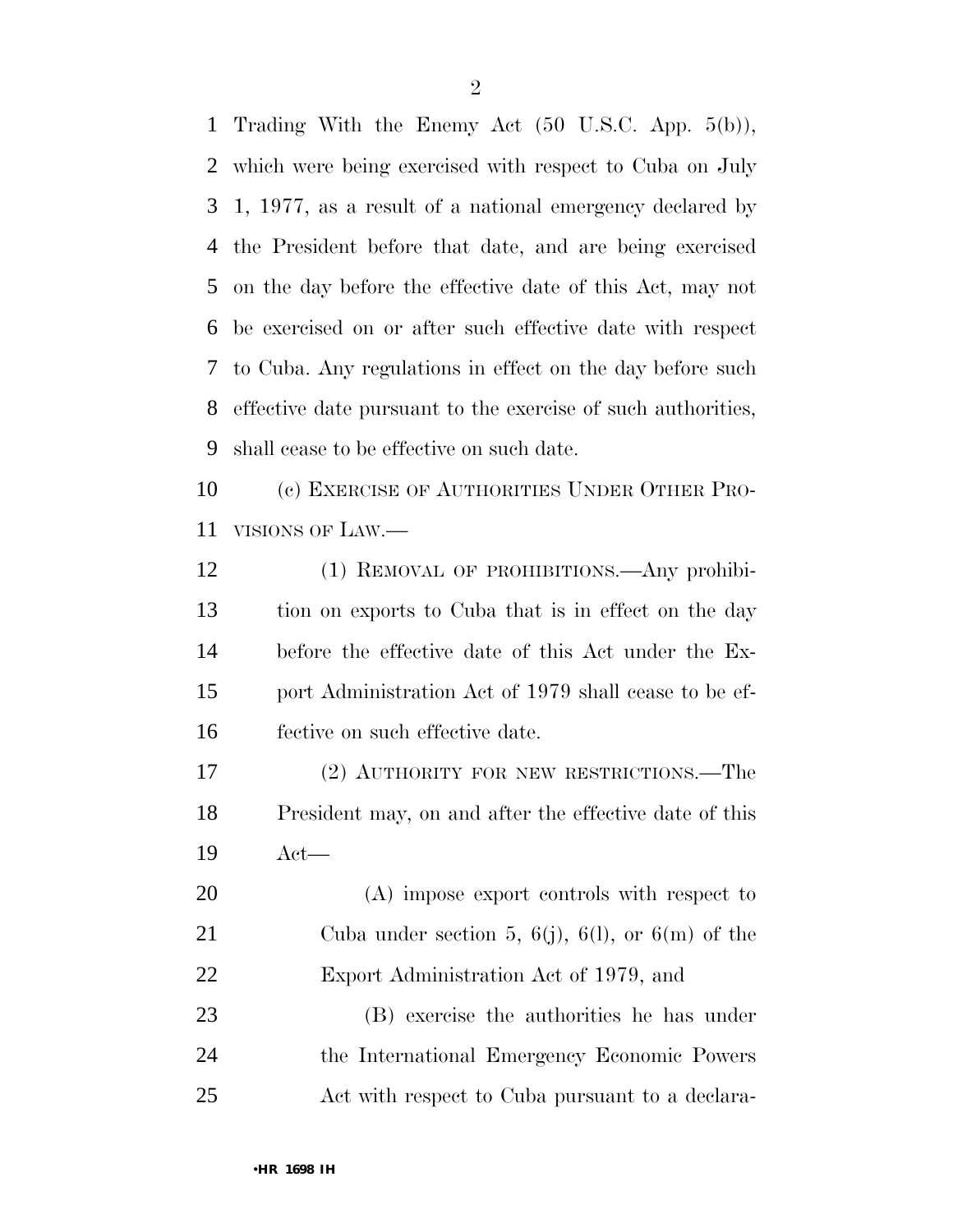Trading With the Enemy Act (50 U.S.C. App. 5(b)), which were being exercised with respect to Cuba on July 1, 1977, as a result of a national emergency declared by the President before that date, and are being exercised on the day before the effective date of this Act, may not be exercised on or after such effective date with respect to Cuba. Any regulations in effect on the day before such effective date pursuant to the exercise of such authorities, shall cease to be effective on such date.

(c) EXERCISE OF AUTHORITIES UNDER OTHER PROVISIONS OF LAW.—

(1) REMOVAL OF PROHIBITIONS.—Any prohibition on exports to Cuba that is in effect on the day before the effective date of this Act under the Export Administration Act of 1979 shall cease to be effective on such effective date.

(2) AUTHORITY FOR NEW RESTRICTIONS.—The President may, on and after the effective date of this Act—

(A) impose export controls with respect to Cuba under section 5, 6(j), 6(l), or 6(m) of the Export Administration Act of 1979, and

(B) exercise the authorities he has under the International Emergency Economic Powers Act with respect to Cuba pursuant to a declara-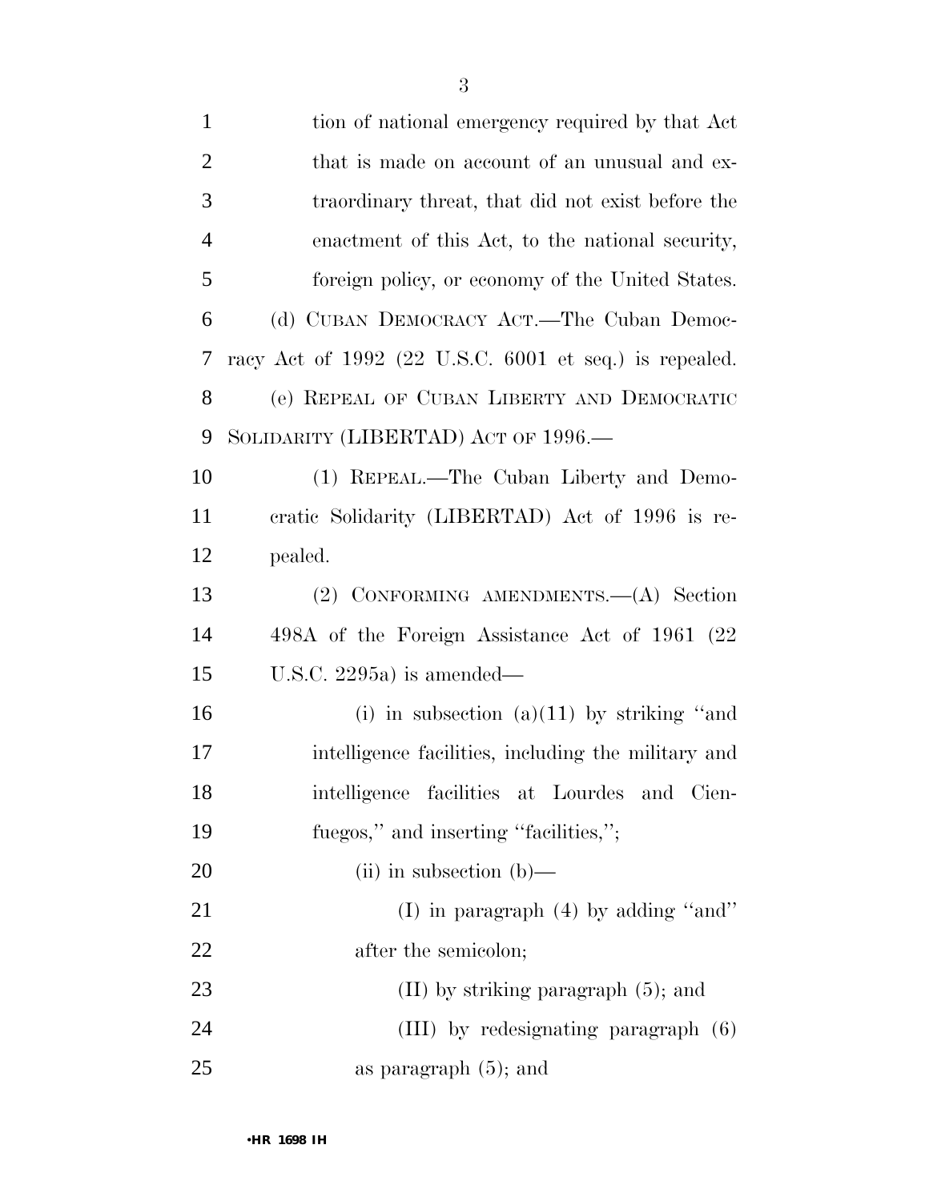tion of national emergency required by that Act that is made on account of an unusual and extraordinary threat, that did not exist before the enactment of this Act, to the national security, foreign policy, or economy of the United States.

(d) CUBAN DEMOCRACY ACT.—The Cuban Democracy Act of 1992 (22 U.S.C. 6001 et seq.) is repealed.

(e) REPEAL OF CUBAN LIBERTY AND DEMOCRATIC SOLIDARITY (LIBERTAD) ACT OF 1996.—

(1) REPEAL.—The Cuban Liberty and Democratic Solidarity (LIBERTAD) Act of 1996 is repealed.

(2) CONFORMING AMENDMENTS.—(A) Section 498A of the Foreign Assistance Act of 1961 (22 U.S.C. 2295a) is amended—

(i) in subsection (a)(11) by striking ''and intelligence facilities, including the military and intelligence facilities at Lourdes and Cienfuegos,'' and inserting ''facilities,'';

(ii) in subsection (b)—

(I) in paragraph (4) by adding ''and'' after the semicolon;

(II) by striking paragraph (5); and

(III) by redesignating paragraph (6) as paragraph (5); and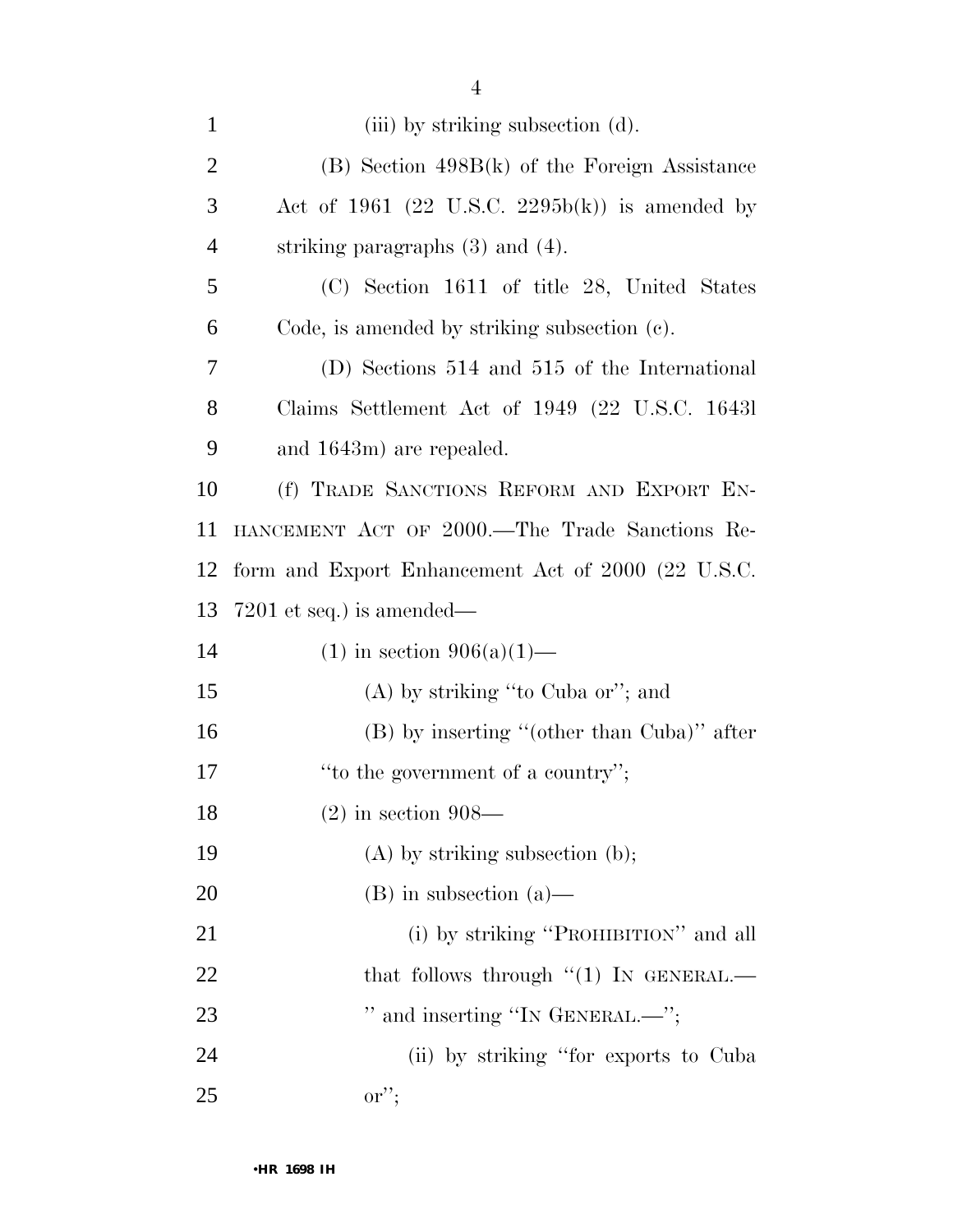(iii) by striking subsection (d).

(B) Section 498B(k) of the Foreign Assistance Act of 1961 (22 U.S.C. 2295b(k)) is amended by striking paragraphs (3) and (4).

(C) Section 1611 of title 28, United States Code, is amended by striking subsection (c).

(D) Sections 514 and 515 of the International Claims Settlement Act of 1949 (22 U.S.C. 1643l and 1643m) are repealed.

(f) TRADE SANCTIONS REFORM AND EXPORT ENHANCEMENT ACT OF 2000.—The Trade Sanctions Reform and Export Enhancement Act of 2000 (22 U.S.C. 7201 et seq.) is amended—

(1) in section 906(a)(1)—

(A) by striking ''to Cuba or''; and

(B) by inserting ''(other than Cuba)'' after ''to the government of a country'';

(2) in section 908—

(A) by striking subsection (b);

(B) in subsection (a)—

(i) by striking ''PROHIBITION'' and all that follows through ''(1) IN GENERAL.—'' and inserting ''IN GENERAL.—'';

(ii) by striking ''for exports to Cuba or'';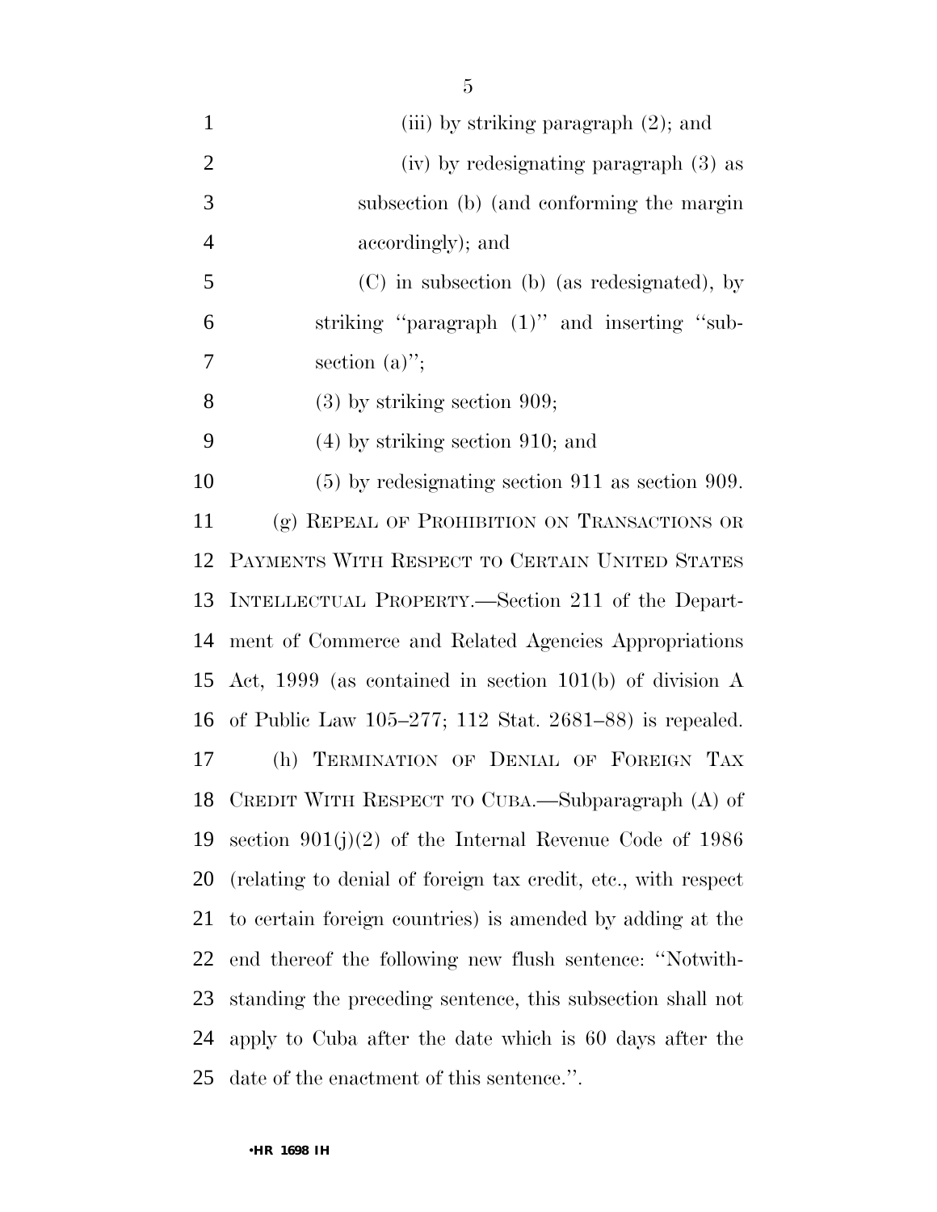(iii) by striking paragraph (2); and

(iv) by redesignating paragraph (3) as subsection (b) (and conforming the margin accordingly); and

(C) in subsection (b) (as redesignated), by striking ''paragraph (1)'' and inserting ''subsection (a)'';

(3) by striking section 909;

(4) by striking section 910; and

(5) by redesignating section 911 as section 909.

(g) REPEAL OF PROHIBITION ON TRANSACTIONS OR PAYMENTS WITH RESPECT TO CERTAIN UNITED STATES INTELLECTUAL PROPERTY.—Section 211 of the Department of Commerce and Related Agencies Appropriations Act, 1999 (as contained in section 101(b) of division A of Public Law 105–277; 112 Stat. 2681–88) is repealed.

(h) TERMINATION OF DENIAL OF FOREIGN TAX CREDIT WITH RESPECT TO CUBA.—Subparagraph (A) of section 901(j)(2) of the Internal Revenue Code of 1986 (relating to denial of foreign tax credit, etc., with respect to certain foreign countries) is amended by adding at the end thereof the following new flush sentence: ''Notwithstanding the preceding sentence, this subsection shall not apply to Cuba after the date which is 60 days after the date of the enactment of this sentence.''.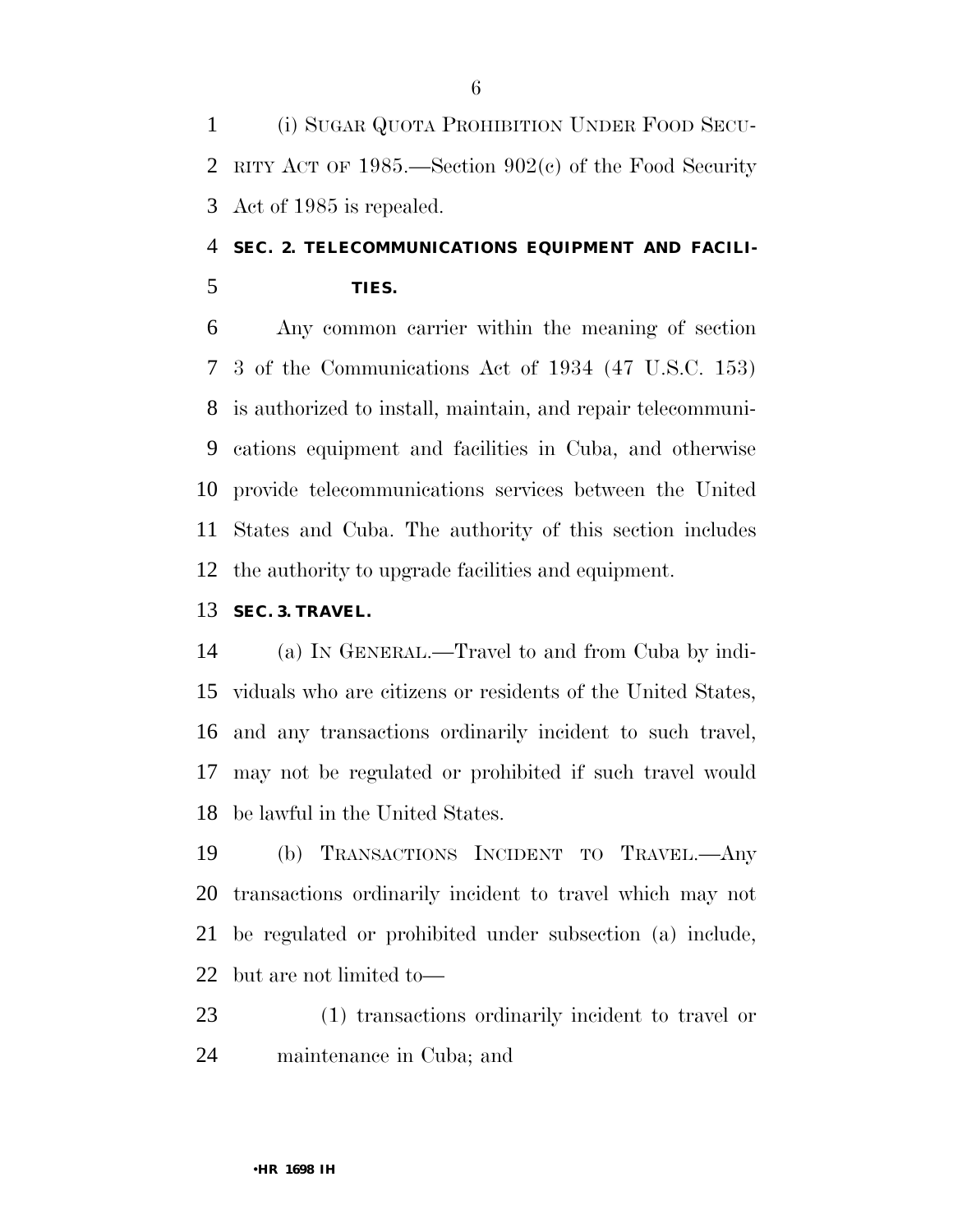(i) SUGAR QUOTA PROHIBITION UNDER FOOD SECURITY ACT OF 1985.—Section 902(c) of the Food Security Act of 1985 is repealed.

## SEC. 2. TELECOMMUNICATIONS EQUIPMENT AND FACILITIES.

Any common carrier within the meaning of section 3 of the Communications Act of 1934 (47 U.S.C. 153) is authorized to install, maintain, and repair telecommunications equipment and facilities in Cuba, and otherwise provide telecommunications services between the United States and Cuba. The authority of this section includes the authority to upgrade facilities and equipment.

## SEC. 3. TRAVEL.

(a) IN GENERAL.—Travel to and from Cuba by individuals who are citizens or residents of the United States, and any transactions ordinarily incident to such travel, may not be regulated or prohibited if such travel would be lawful in the United States.

(b) TRANSACTIONS INCIDENT TO TRAVEL.—Any transactions ordinarily incident to travel which may not be regulated or prohibited under subsection (a) include, but are not limited to—

(1) transactions ordinarily incident to travel or maintenance in Cuba; and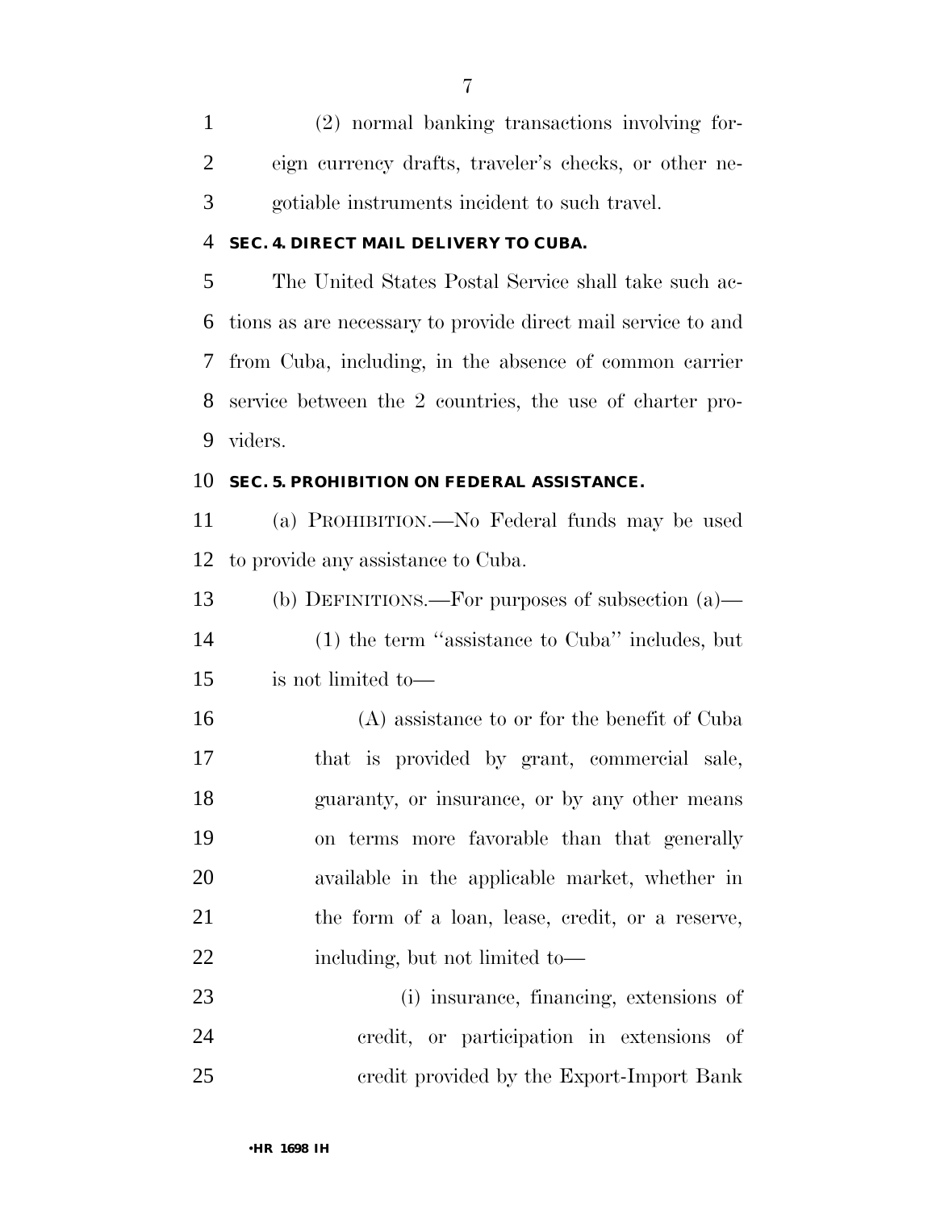(2) normal banking transactions involving foreign currency drafts, traveler's checks, or other negotiable instruments incident to such travel.

**SEC. 4. DIRECT MAIL DELIVERY TO CUBA.**

The United States Postal Service shall take such actions as are necessary to provide direct mail service to and from Cuba, including, in the absence of common carrier service between the 2 countries, the use of charter providers.

**SEC. 5. PROHIBITION ON FEDERAL ASSISTANCE.**

(a) PROHIBITION.—No Federal funds may be used to provide any assistance to Cuba.

(b) DEFINITIONS.—For purposes of subsection (a)—

(1) the term ''assistance to Cuba'' includes, but is not limited to—

(A) assistance to or for the benefit of Cuba that is provided by grant, commercial sale, guaranty, or insurance, or by any other means on terms more favorable than that generally available in the applicable market, whether in the form of a loan, lease, credit, or a reserve, including, but not limited to—

(i) insurance, financing, extensions of credit, or participation in extensions of credit provided by the Export-Import Bank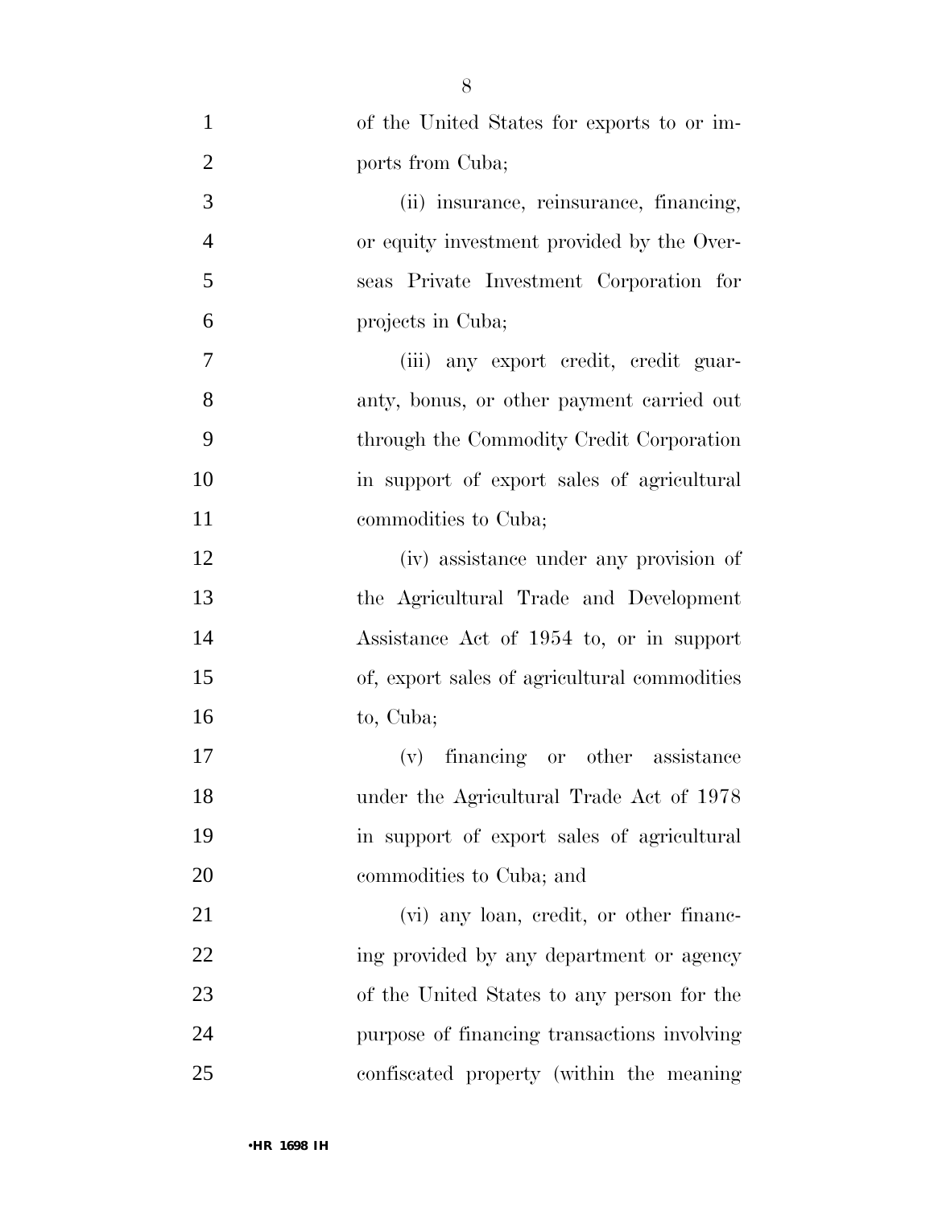of the United States for exports to or imports from Cuba;

(ii) insurance, reinsurance, financing, or equity investment provided by the Overseas Private Investment Corporation for projects in Cuba;

(iii) any export credit, credit guaranty, bonus, or other payment carried out through the Commodity Credit Corporation in support of export sales of agricultural commodities to Cuba;

(iv) assistance under any provision of the Agricultural Trade and Development Assistance Act of 1954 to, or in support of, export sales of agricultural commodities to, Cuba;

(v) financing or other assistance under the Agricultural Trade Act of 1978 in support of export sales of agricultural commodities to Cuba; and

(vi) any loan, credit, or other financing provided by any department or agency of the United States to any person for the purpose of financing transactions involving confiscated property (within the meaning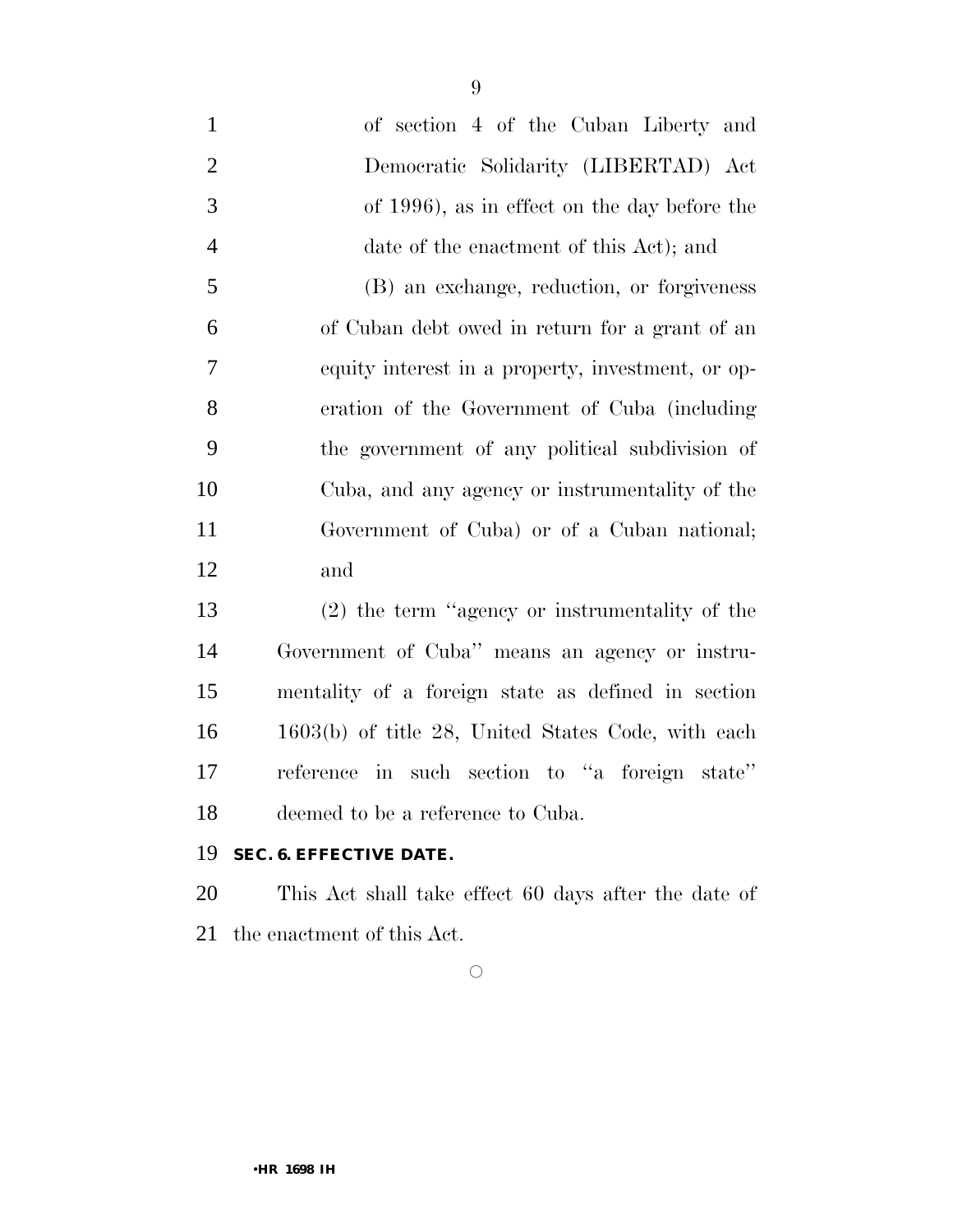of section 4 of the Cuban Liberty and Democratic Solidarity (LIBERTAD) Act of 1996), as in effect on the day before the date of the enactment of this Act); and

(B) an exchange, reduction, or forgiveness of Cuban debt owed in return for a grant of an equity interest in a property, investment, or operation of the Government of Cuba (including the government of any political subdivision of Cuba, and any agency or instrumentality of the Government of Cuba) or of a Cuban national; and

(2) the term "agency or instrumentality of the Government of Cuba" means an agency or instrumentality of a foreign state as defined in section 1603(b) of title 28, United States Code, with each reference in such section to "a foreign state" deemed to be a reference to Cuba.

**SEC. 6. EFFECTIVE DATE.**

This Act shall take effect 60 days after the date of the enactment of this Act.

○